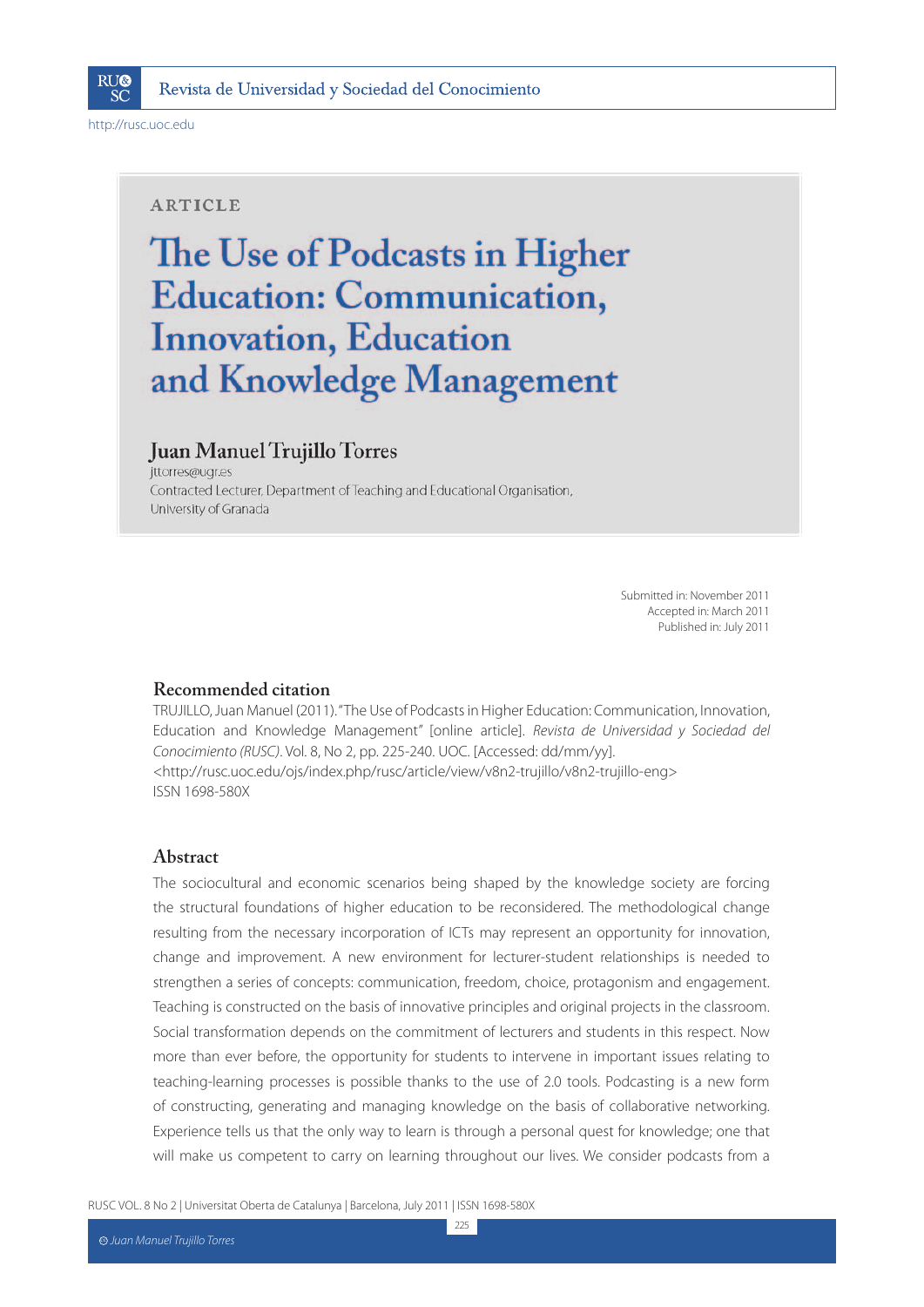ARTICLE

# The Use of Podcasts in Higher Education: Communication, Innovation, Education and Knowledge Management

## Juan Manuel Trujillo Torres

jttorres@ugr.es
Contracted Lecturer, Department of Teaching and Educational Organisation, University of Granada

Submitted in: November 2011
Accepted in: March 2011
Published in: July 2011

### Recommended citation

TRUJILLO, Juan Manuel (2011). "The Use of Podcasts in Higher Education: Communication, Innovation, Education and Knowledge Management" [online article]. *Revista de Universidad y Sociedad del Conocimiento (RUSC)*. Vol. 8, No 2, pp. 225-240. UOC. [Accessed: dd/mm/yy].
<http://rusc.uoc.edu/ojs/index.php/rusc/article/view/v8n2-trujillo/v8n2-trujillo-eng>
ISSN 1698-580X

### Abstract

The sociocultural and economic scenarios being shaped by the knowledge society are forcing the structural foundations of higher education to be reconsidered. The methodological change resulting from the necessary incorporation of ICTs may represent an opportunity for innovation, change and improvement. A new environment for lecturer-student relationships is needed to strengthen a series of concepts: communication, freedom, choice, protagonism and engagement. Teaching is constructed on the basis of innovative principles and original projects in the classroom. Social transformation depends on the commitment of lecturers and students in this respect. Now more than ever before, the opportunity for students to intervene in important issues relating to teaching-learning processes is possible thanks to the use of 2.0 tools. Podcasting is a new form of constructing, generating and managing knowledge on the basis of collaborative networking. Experience tells us that the only way to learn is through a personal quest for knowledge; one that will make us competent to carry on learning throughout our lives. We consider podcasts from a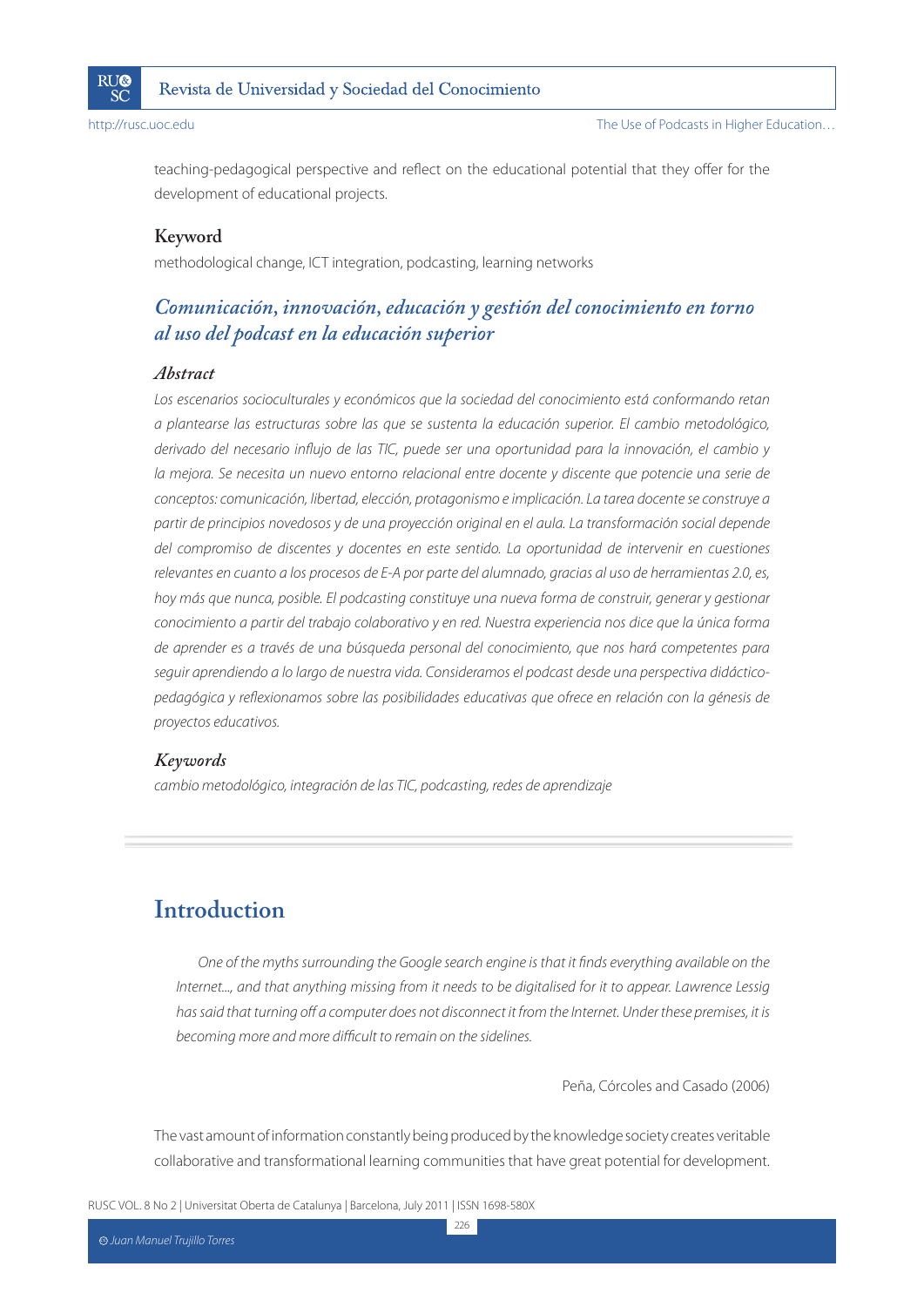teaching-pedagogical perspective and reflect on the educational potential that they offer for the development of educational projects.

### Keyword

methodological change, ICT integration, podcasting, learning networks

## *Comunicación, innovación, educación y gestión del conocimiento en torno al uso del podcast en la educación superior*

### *Abstract*

*Los escenarios socioculturales y económicos que la sociedad del conocimiento está conformando retan a plantearse las estructuras sobre las que se sustenta la educación superior. El cambio metodológico, derivado del necesario influjo de las TIC, puede ser una oportunidad para la innovación, el cambio y la mejora. Se necesita un nuevo entorno relacional entre docente y discente que potencie una serie de conceptos: comunicación, libertad, elección, protagonismo e implicación. La tarea docente se construye a partir de principios novedosos y de una proyección original en el aula. La transformación social depende del compromiso de discentes y docentes en este sentido. La oportunidad de intervenir en cuestiones relevantes en cuanto a los procesos de E-A por parte del alumnado, gracias al uso de herramientas 2.0, es, hoy más que nunca, posible. El podcasting constituye una nueva forma de construir, generar y gestionar conocimiento a partir del trabajo colaborativo y en red. Nuestra experiencia nos dice que la única forma de aprender es a través de una búsqueda personal del conocimiento, que nos hará competentes para seguir aprendiendo a lo largo de nuestra vida. Consideramos el podcast desde una perspectiva didáctico-pedagógica y reflexionamos sobre las posibilidades educativas que ofrece en relación con la génesis de proyectos educativos.*

### *Keywords*

*cambio metodológico, integración de las TIC, podcasting, redes de aprendizaje*

---

## Introduction

> *One of the myths surrounding the Google search engine is that it finds everything available on the Internet..., and that anything missing from it needs to be digitalised for it to appear. Lawrence Lessig has said that turning off a computer does not disconnect it from the Internet. Under these premises, it is becoming more and more difficult to remain on the sidelines.*
>
> Peña, Córcoles and Casado (2006)

The vast amount of information constantly being produced by the knowledge society creates veritable collaborative and transformational learning communities that have great potential for development.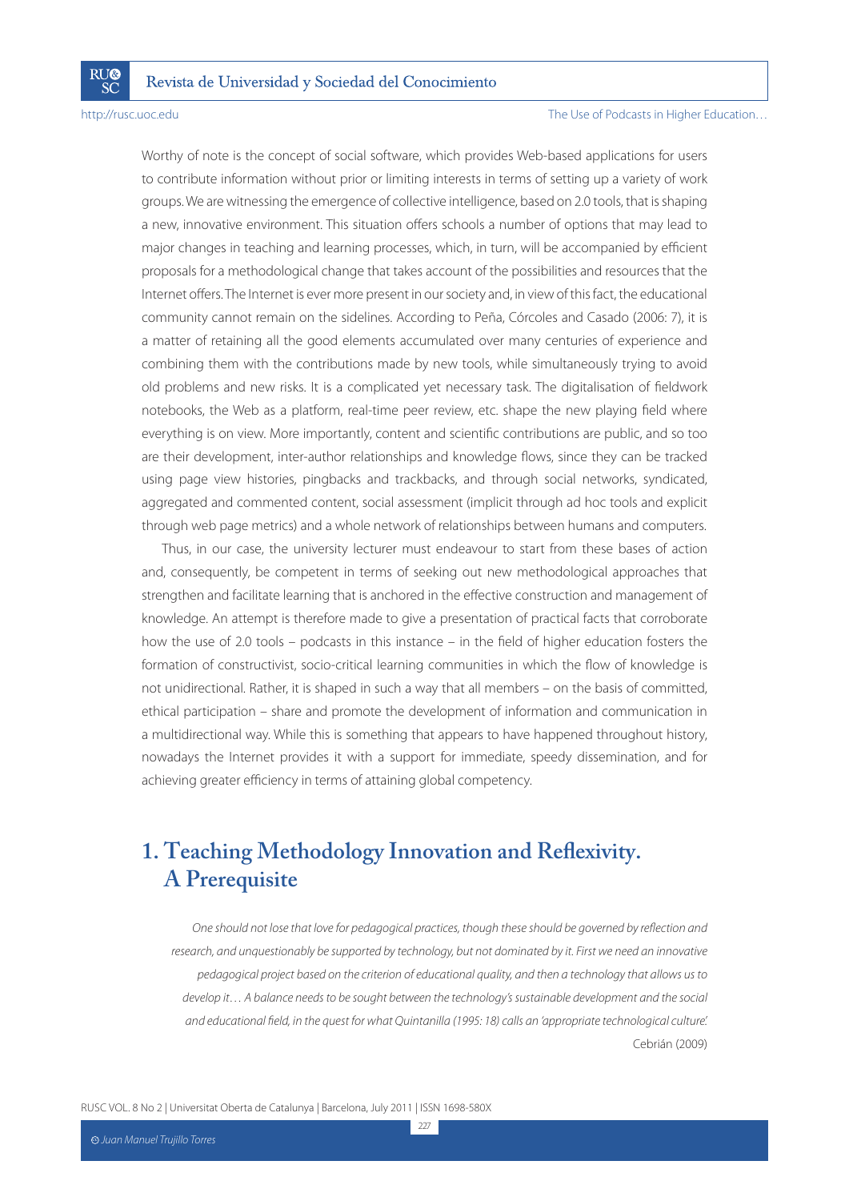Worthy of note is the concept of social software, which provides Web-based applications for users to contribute information without prior or limiting interests in terms of setting up a variety of work groups. We are witnessing the emergence of collective intelligence, based on 2.0 tools, that is shaping a new, innovative environment. This situation offers schools a number of options that may lead to major changes in teaching and learning processes, which, in turn, will be accompanied by efficient proposals for a methodological change that takes account of the possibilities and resources that the Internet offers. The Internet is ever more present in our society and, in view of this fact, the educational community cannot remain on the sidelines. According to Peña, Córcoles and Casado (2006: 7), it is a matter of retaining all the good elements accumulated over many centuries of experience and combining them with the contributions made by new tools, while simultaneously trying to avoid old problems and new risks. It is a complicated yet necessary task. The digitalisation of fieldwork notebooks, the Web as a platform, real-time peer review, etc. shape the new playing field where everything is on view. More importantly, content and scientific contributions are public, and so too are their development, inter-author relationships and knowledge flows, since they can be tracked using page view histories, pingbacks and trackbacks, and through social networks, syndicated, aggregated and commented content, social assessment (implicit through ad hoc tools and explicit through web page metrics) and a whole network of relationships between humans and computers.

Thus, in our case, the university lecturer must endeavour to start from these bases of action and, consequently, be competent in terms of seeking out new methodological approaches that strengthen and facilitate learning that is anchored in the effective construction and management of knowledge. An attempt is therefore made to give a presentation of practical facts that corroborate how the use of 2.0 tools – podcasts in this instance – in the field of higher education fosters the formation of constructivist, socio-critical learning communities in which the flow of knowledge is not unidirectional. Rather, it is shaped in such a way that all members – on the basis of committed, ethical participation – share and promote the development of information and communication in a multidirectional way. While this is something that appears to have happened throughout history, nowadays the Internet provides it with a support for immediate, speedy dissemination, and for achieving greater efficiency in terms of attaining global competency.

## 1. Teaching Methodology Innovation and Reflexivity. A Prerequisite

*One should not lose that love for pedagogical practices, though these should be governed by reflection and research, and unquestionably be supported by technology, but not dominated by it. First we need an innovative pedagogical project based on the criterion of educational quality, and then a technology that allows us to develop it… A balance needs to be sought between the technology's sustainable development and the social and educational field, in the quest for what Quintanilla (1995: 18) calls an 'appropriate technological culture.'*

Cebrián (2009)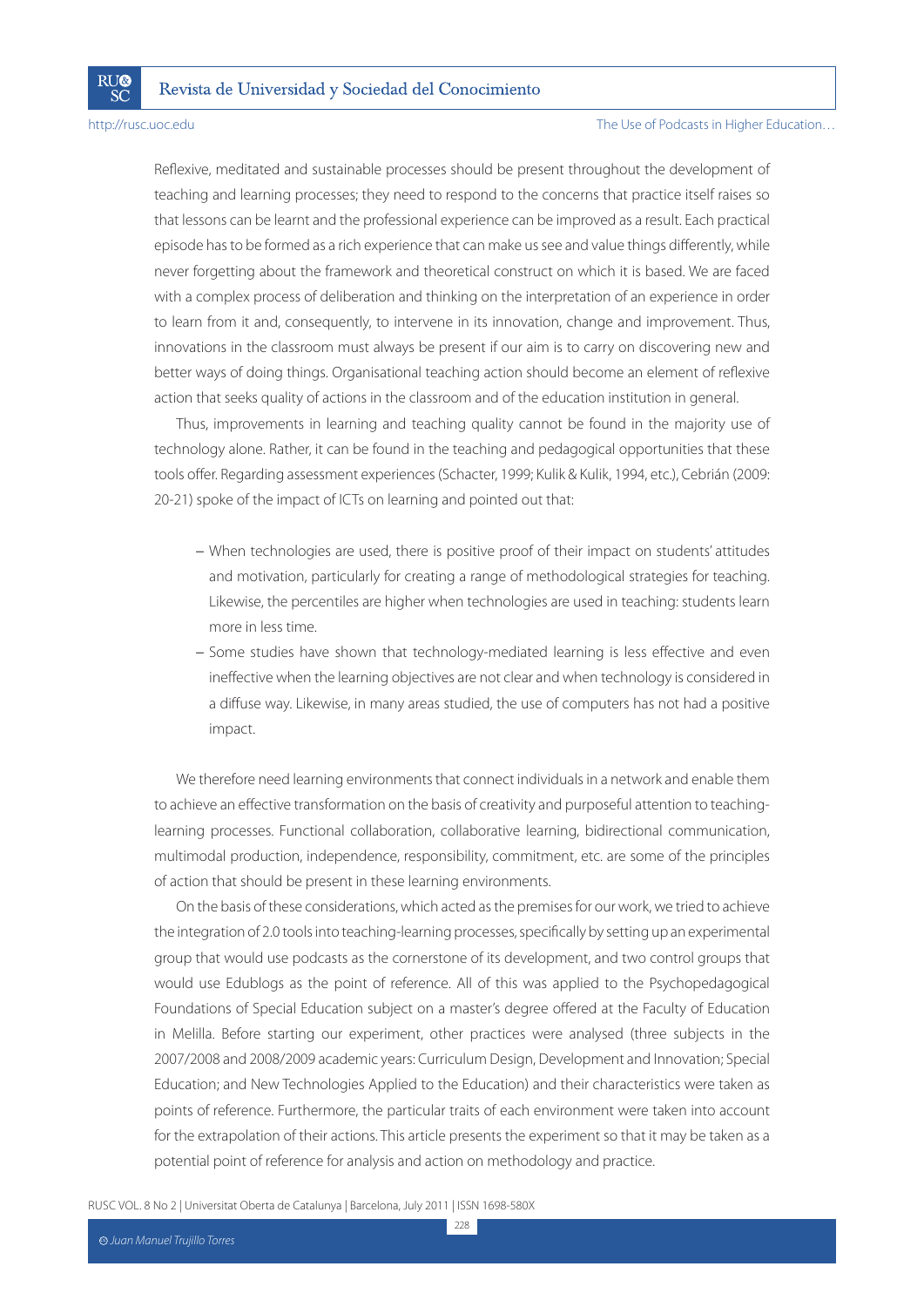Reflexive, meditated and sustainable processes should be present throughout the development of teaching and learning processes; they need to respond to the concerns that practice itself raises so that lessons can be learnt and the professional experience can be improved as a result. Each practical episode has to be formed as a rich experience that can make us see and value things differently, while never forgetting about the framework and theoretical construct on which it is based. We are faced with a complex process of deliberation and thinking on the interpretation of an experience in order to learn from it and, consequently, to intervene in its innovation, change and improvement. Thus, innovations in the classroom must always be present if our aim is to carry on discovering new and better ways of doing things. Organisational teaching action should become an element of reflexive action that seeks quality of actions in the classroom and of the education institution in general.

Thus, improvements in learning and teaching quality cannot be found in the majority use of technology alone. Rather, it can be found in the teaching and pedagogical opportunities that these tools offer. Regarding assessment experiences (Schacter, 1999; Kulik & Kulik, 1994, etc.), Cebrián (2009: 20-21) spoke of the impact of ICTs on learning and pointed out that:

- When technologies are used, there is positive proof of their impact on students' attitudes and motivation, particularly for creating a range of methodological strategies for teaching. Likewise, the percentiles are higher when technologies are used in teaching: students learn more in less time.
- Some studies have shown that technology-mediated learning is less effective and even ineffective when the learning objectives are not clear and when technology is considered in a diffuse way. Likewise, in many areas studied, the use of computers has not had a positive impact.

We therefore need learning environments that connect individuals in a network and enable them to achieve an effective transformation on the basis of creativity and purposeful attention to teaching-learning processes. Functional collaboration, collaborative learning, bidirectional communication, multimodal production, independence, responsibility, commitment, etc. are some of the principles of action that should be present in these learning environments.

On the basis of these considerations, which acted as the premises for our work, we tried to achieve the integration of 2.0 tools into teaching-learning processes, specifically by setting up an experimental group that would use podcasts as the cornerstone of its development, and two control groups that would use Edublogs as the point of reference. All of this was applied to the Psychopedagogical Foundations of Special Education subject on a master's degree offered at the Faculty of Education in Melilla. Before starting our experiment, other practices were analysed (three subjects in the 2007/2008 and 2008/2009 academic years: Curriculum Design, Development and Innovation; Special Education; and New Technologies Applied to the Education) and their characteristics were taken as points of reference. Furthermore, the particular traits of each environment were taken into account for the extrapolation of their actions. This article presents the experiment so that it may be taken as a potential point of reference for analysis and action on methodology and practice.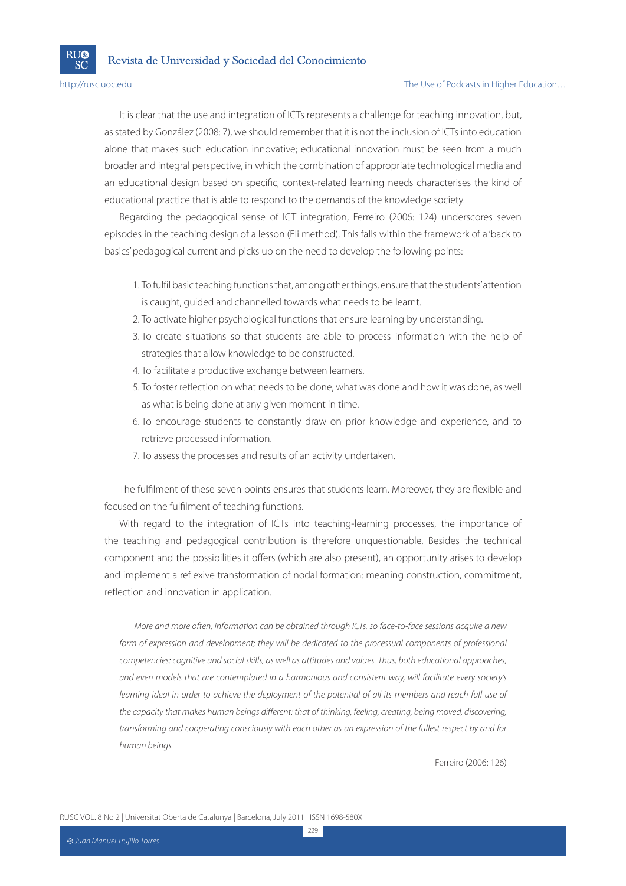It is clear that the use and integration of ICTs represents a challenge for teaching innovation, but, as stated by González (2008: 7), we should remember that it is not the inclusion of ICTs into education alone that makes such education innovative; educational innovation must be seen from a much broader and integral perspective, in which the combination of appropriate technological media and an educational design based on specific, context-related learning needs characterises the kind of educational practice that is able to respond to the demands of the knowledge society.

Regarding the pedagogical sense of ICT integration, Ferreiro (2006: 124) underscores seven episodes in the teaching design of a lesson (Eli method). This falls within the framework of a 'back to basics' pedagogical current and picks up on the need to develop the following points:

1. To fulfil basic teaching functions that, among other things, ensure that the students' attention is caught, guided and channelled towards what needs to be learnt.
2. To activate higher psychological functions that ensure learning by understanding.
3. To create situations so that students are able to process information with the help of strategies that allow knowledge to be constructed.
4. To facilitate a productive exchange between learners.
5. To foster reflection on what needs to be done, what was done and how it was done, as well as what is being done at any given moment in time.
6. To encourage students to constantly draw on prior knowledge and experience, and to retrieve processed information.
7. To assess the processes and results of an activity undertaken.

The fulfilment of these seven points ensures that students learn. Moreover, they are flexible and focused on the fulfilment of teaching functions.

With regard to the integration of ICTs into teaching-learning processes, the importance of the teaching and pedagogical contribution is therefore unquestionable. Besides the technical component and the possibilities it offers (which are also present), an opportunity arises to develop and implement a reflexive transformation of nodal formation: meaning construction, commitment, reflection and innovation in application.

> *More and more often, information can be obtained through ICTs, so face-to-face sessions acquire a new form of expression and development; they will be dedicated to the processual components of professional competencies: cognitive and social skills, as well as attitudes and values. Thus, both educational approaches, and even models that are contemplated in a harmonious and consistent way, will facilitate every society's learning ideal in order to achieve the deployment of the potential of all its members and reach full use of the capacity that makes human beings different: that of thinking, feeling, creating, being moved, discovering, transforming and cooperating consciously with each other as an expression of the fullest respect by and for human beings.*
>
> Ferreiro (2006: 126)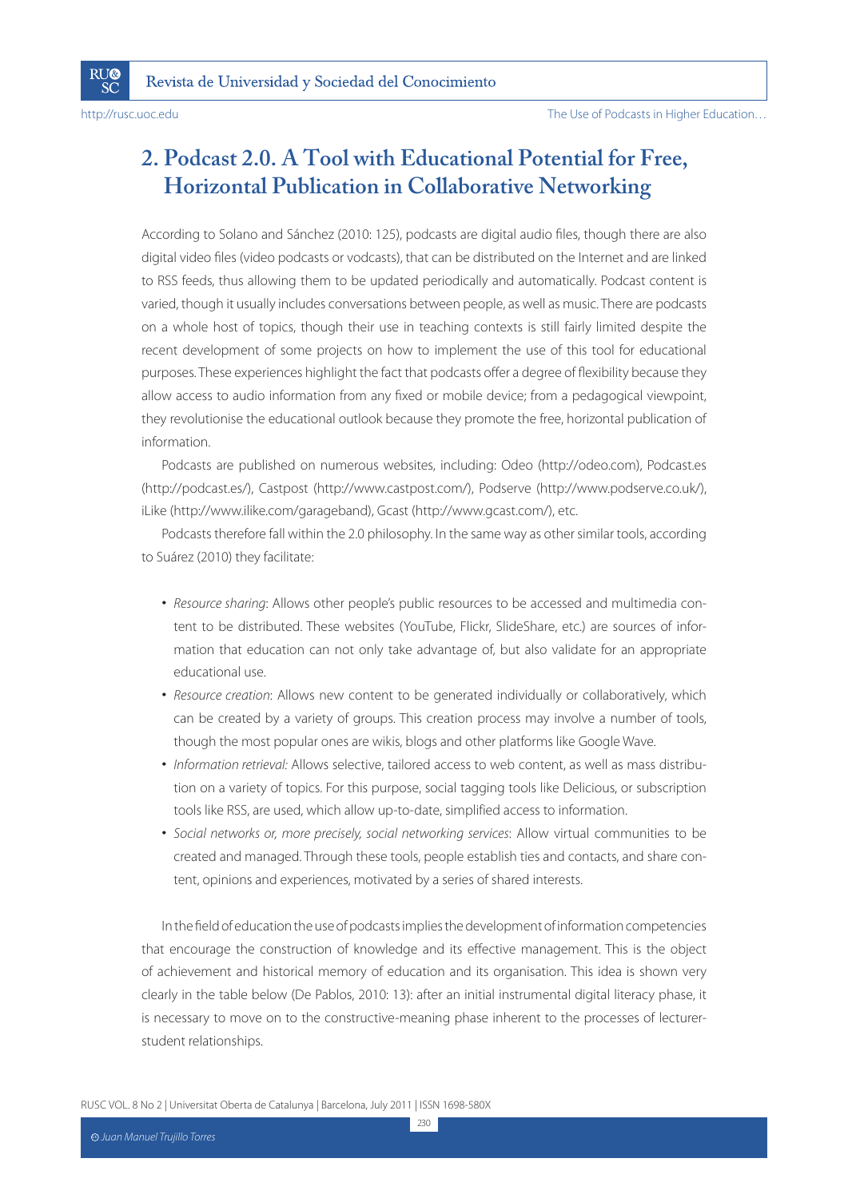## 2. Podcast 2.0. A Tool with Educational Potential for Free, Horizontal Publication in Collaborative Networking

According to Solano and Sánchez (2010: 125), podcasts are digital audio files, though there are also digital video files (video podcasts or vodcasts), that can be distributed on the Internet and are linked to RSS feeds, thus allowing them to be updated periodically and automatically. Podcast content is varied, though it usually includes conversations between people, as well as music. There are podcasts on a whole host of topics, though their use in teaching contexts is still fairly limited despite the recent development of some projects on how to implement the use of this tool for educational purposes. These experiences highlight the fact that podcasts offer a degree of flexibility because they allow access to audio information from any fixed or mobile device; from a pedagogical viewpoint, they revolutionise the educational outlook because they promote the free, horizontal publication of information.

Podcasts are published on numerous websites, including: Odeo (http://odeo.com), Podcast.es (http://podcast.es/), Castpost (http://www.castpost.com/), Podserve (http://www.podserve.co.uk/), iLike (http://www.ilike.com/garageband), Gcast (http://www.gcast.com/), etc.

Podcasts therefore fall within the 2.0 philosophy. In the same way as other similar tools, according to Suárez (2010) they facilitate:

- *Resource sharing*: Allows other people's public resources to be accessed and multimedia content to be distributed. These websites (YouTube, Flickr, SlideShare, etc.) are sources of information that education can not only take advantage of, but also validate for an appropriate educational use.
- *Resource creation*: Allows new content to be generated individually or collaboratively, which can be created by a variety of groups. This creation process may involve a number of tools, though the most popular ones are wikis, blogs and other platforms like Google Wave.
- *Information retrieval:* Allows selective, tailored access to web content, as well as mass distribution on a variety of topics. For this purpose, social tagging tools like Delicious, or subscription tools like RSS, are used, which allow up-to-date, simplified access to information.
- *Social networks or, more precisely, social networking services*: Allow virtual communities to be created and managed. Through these tools, people establish ties and contacts, and share content, opinions and experiences, motivated by a series of shared interests.

In the field of education the use of podcasts implies the development of information competencies that encourage the construction of knowledge and its effective management. This is the object of achievement and historical memory of education and its organisation. This idea is shown very clearly in the table below (De Pablos, 2010: 13): after an initial instrumental digital literacy phase, it is necessary to move on to the constructive-meaning phase inherent to the processes of lecturer-student relationships.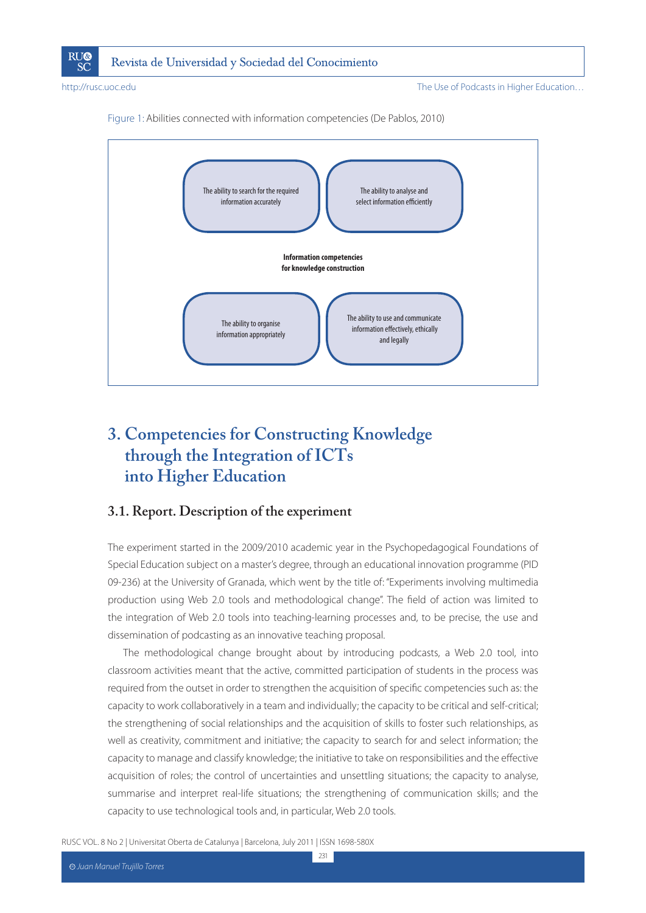Figure 1: Abilities connected with information competencies (De Pablos, 2010)

The ability to search for the required information accurately

The ability to analyse and select information efficiently

**Information competencies for knowledge construction**

The ability to organise information appropriately

The ability to use and communicate information effectively, ethically and legally

## 3. Competencies for Constructing Knowledge through the Integration of ICTs into Higher Education

### 3.1. Report. Description of the experiment

The experiment started in the 2009/2010 academic year in the Psychopedagogical Foundations of Special Education subject on a master's degree, through an educational innovation programme (PID 09-236) at the University of Granada, which went by the title of: "Experiments involving multimedia production using Web 2.0 tools and methodological change". The field of action was limited to the integration of Web 2.0 tools into teaching-learning processes and, to be precise, the use and dissemination of podcasting as an innovative teaching proposal.

The methodological change brought about by introducing podcasts, a Web 2.0 tool, into classroom activities meant that the active, committed participation of students in the process was required from the outset in order to strengthen the acquisition of specific competencies such as: the capacity to work collaboratively in a team and individually; the capacity to be critical and self-critical; the strengthening of social relationships and the acquisition of skills to foster such relationships, as well as creativity, commitment and initiative; the capacity to search for and select information; the capacity to manage and classify knowledge; the initiative to take on responsibilities and the effective acquisition of roles; the control of uncertainties and unsettling situations; the capacity to analyse, summarise and interpret real-life situations; the strengthening of communication skills; and the capacity to use technological tools and, in particular, Web 2.0 tools.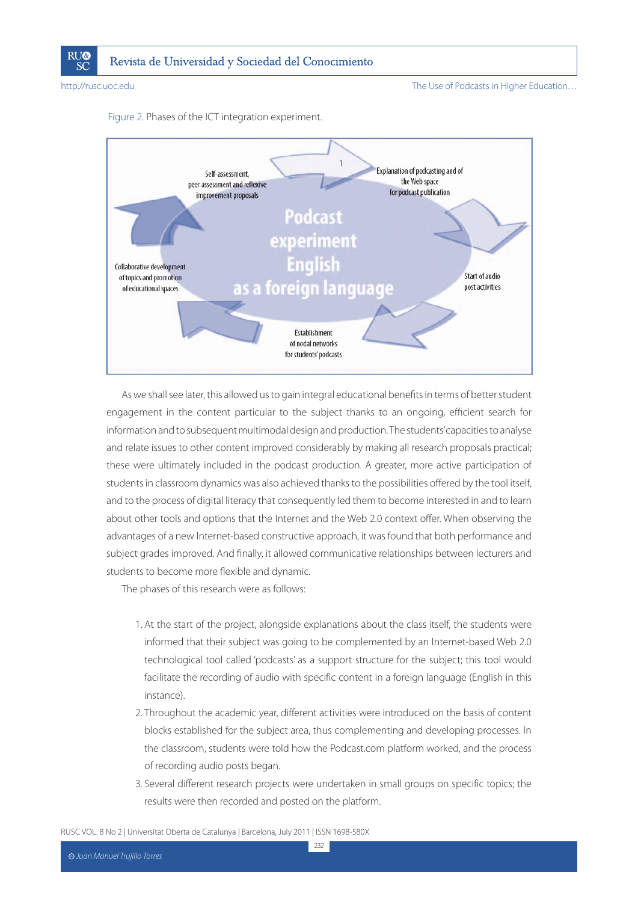Figure 2. Phases of the ICT integration experiment.

Podcast experiment English as a foreign language

1 Explanation of podcasting and of the Web space for podcast publication

Start of audio post activities

Establishment of nodal networks for students' podcasts

Collaborative development of topics and promotion of educational spaces

Self-assessment, peer assessment and reflexive improvement proposals

As we shall see later, this allowed us to gain integral educational benefits in terms of better student engagement in the content particular to the subject thanks to an ongoing, efficient search for information and to subsequent multimodal design and production. The students' capacities to analyse and relate issues to other content improved considerably by making all research proposals practical; these were ultimately included in the podcast production. A greater, more active participation of students in classroom dynamics was also achieved thanks to the possibilities offered by the tool itself, and to the process of digital literacy that consequently led them to become interested in and to learn about other tools and options that the Internet and the Web 2.0 context offer. When observing the advantages of a new Internet-based constructive approach, it was found that both performance and subject grades improved. And finally, it allowed communicative relationships between lecturers and students to become more flexible and dynamic.

The phases of this research were as follows:

1. At the start of the project, alongside explanations about the class itself, the students were informed that their subject was going to be complemented by an Internet-based Web 2.0 technological tool called 'podcasts' as a support structure for the subject; this tool would facilitate the recording of audio with specific content in a foreign language (English in this instance).
2. Throughout the academic year, different activities were introduced on the basis of content blocks established for the subject area, thus complementing and developing processes. In the classroom, students were told how the Podcast.com platform worked, and the process of recording audio posts began.
3. Several different research projects were undertaken in small groups on specific topics; the results were then recorded and posted on the platform.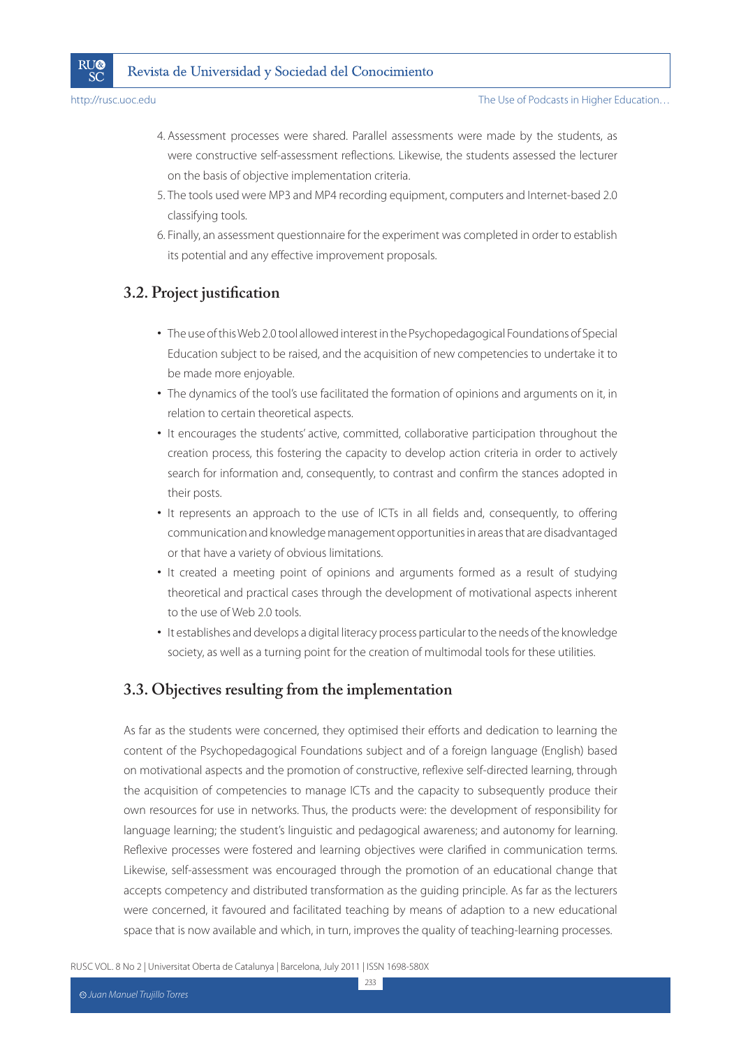4. Assessment processes were shared. Parallel assessments were made by the students, as were constructive self-assessment reflections. Likewise, the students assessed the lecturer on the basis of objective implementation criteria.
5. The tools used were MP3 and MP4 recording equipment, computers and Internet-based 2.0 classifying tools.
6. Finally, an assessment questionnaire for the experiment was completed in order to establish its potential and any effective improvement proposals.

## 3.2. Project justification

- The use of this Web 2.0 tool allowed interest in the Psychopedagogical Foundations of Special Education subject to be raised, and the acquisition of new competencies to undertake it to be made more enjoyable.
- The dynamics of the tool's use facilitated the formation of opinions and arguments on it, in relation to certain theoretical aspects.
- It encourages the students' active, committed, collaborative participation throughout the creation process, this fostering the capacity to develop action criteria in order to actively search for information and, consequently, to contrast and confirm the stances adopted in their posts.
- It represents an approach to the use of ICTs in all fields and, consequently, to offering communication and knowledge management opportunities in areas that are disadvantaged or that have a variety of obvious limitations.
- It created a meeting point of opinions and arguments formed as a result of studying theoretical and practical cases through the development of motivational aspects inherent to the use of Web 2.0 tools.
- It establishes and develops a digital literacy process particular to the needs of the knowledge society, as well as a turning point for the creation of multimodal tools for these utilities.

## 3.3. Objectives resulting from the implementation

As far as the students were concerned, they optimised their efforts and dedication to learning the content of the Psychopedagogical Foundations subject and of a foreign language (English) based on motivational aspects and the promotion of constructive, reflexive self-directed learning, through the acquisition of competencies to manage ICTs and the capacity to subsequently produce their own resources for use in networks. Thus, the products were: the development of responsibility for language learning; the student's linguistic and pedagogical awareness; and autonomy for learning. Reflexive processes were fostered and learning objectives were clarified in communication terms. Likewise, self-assessment was encouraged through the promotion of an educational change that accepts competency and distributed transformation as the guiding principle. As far as the lecturers were concerned, it favoured and facilitated teaching by means of adaption to a new educational space that is now available and which, in turn, improves the quality of teaching-learning processes.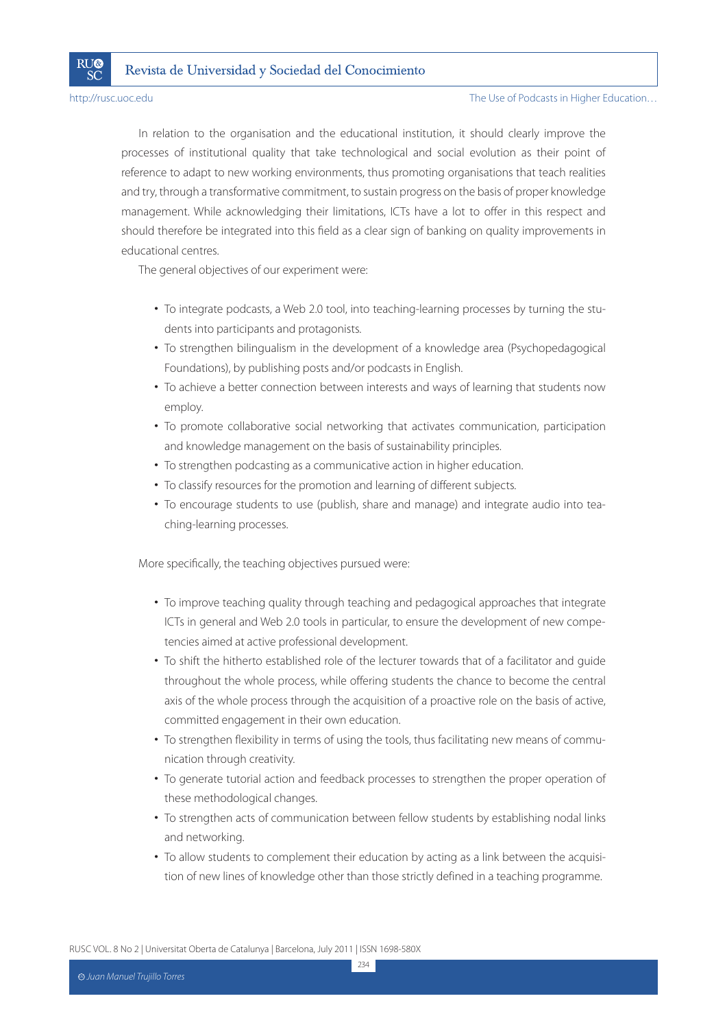In relation to the organisation and the educational institution, it should clearly improve the processes of institutional quality that take technological and social evolution as their point of reference to adapt to new working environments, thus promoting organisations that teach realities and try, through a transformative commitment, to sustain progress on the basis of proper knowledge management. While acknowledging their limitations, ICTs have a lot to offer in this respect and should therefore be integrated into this field as a clear sign of banking on quality improvements in educational centres.

The general objectives of our experiment were:

- To integrate podcasts, a Web 2.0 tool, into teaching-learning processes by turning the students into participants and protagonists.
- To strengthen bilingualism in the development of a knowledge area (Psychopedagogical Foundations), by publishing posts and/or podcasts in English.
- To achieve a better connection between interests and ways of learning that students now employ.
- To promote collaborative social networking that activates communication, participation and knowledge management on the basis of sustainability principles.
- To strengthen podcasting as a communicative action in higher education.
- To classify resources for the promotion and learning of different subjects.
- To encourage students to use (publish, share and manage) and integrate audio into teaching-learning processes.

More specifically, the teaching objectives pursued were:

- To improve teaching quality through teaching and pedagogical approaches that integrate ICTs in general and Web 2.0 tools in particular, to ensure the development of new competencies aimed at active professional development.
- To shift the hitherto established role of the lecturer towards that of a facilitator and guide throughout the whole process, while offering students the chance to become the central axis of the whole process through the acquisition of a proactive role on the basis of active, committed engagement in their own education.
- To strengthen flexibility in terms of using the tools, thus facilitating new means of communication through creativity.
- To generate tutorial action and feedback processes to strengthen the proper operation of these methodological changes.
- To strengthen acts of communication between fellow students by establishing nodal links and networking.
- To allow students to complement their education by acting as a link between the acquisition of new lines of knowledge other than those strictly defined in a teaching programme.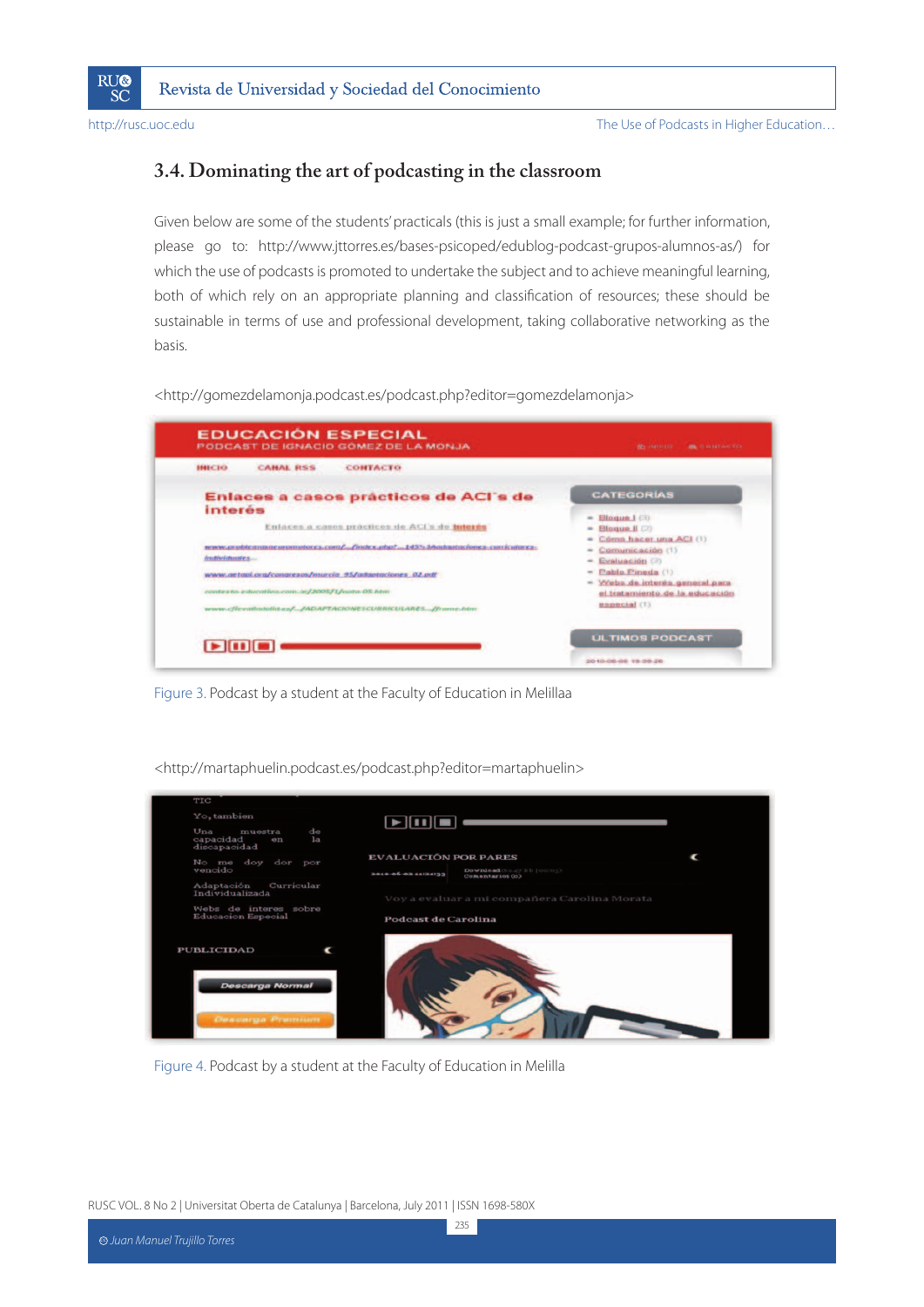### 3.4. Dominating the art of podcasting in the classroom

Given below are some of the students' practicals (this is just a small example; for further information, please go to: http://www.jttorres.es/bases-psicoped/edublog-podcast-grupos-alumnos-as/) for which the use of podcasts is promoted to undertake the subject and to achieve meaningful learning, both of which rely on an appropriate planning and classification of resources; these should be sustainable in terms of use and professional development, taking collaborative networking as the basis.

<http://gomezdelamonja.podcast.es/podcast.php?editor=gomezdelamonja>

Figure 3. Podcast by a student at the Faculty of Education in Melillaa

<http://martaphuelin.podcast.es/podcast.php?editor=martaphuelin>

Figure 4. Podcast by a student at the Faculty of Education in Melilla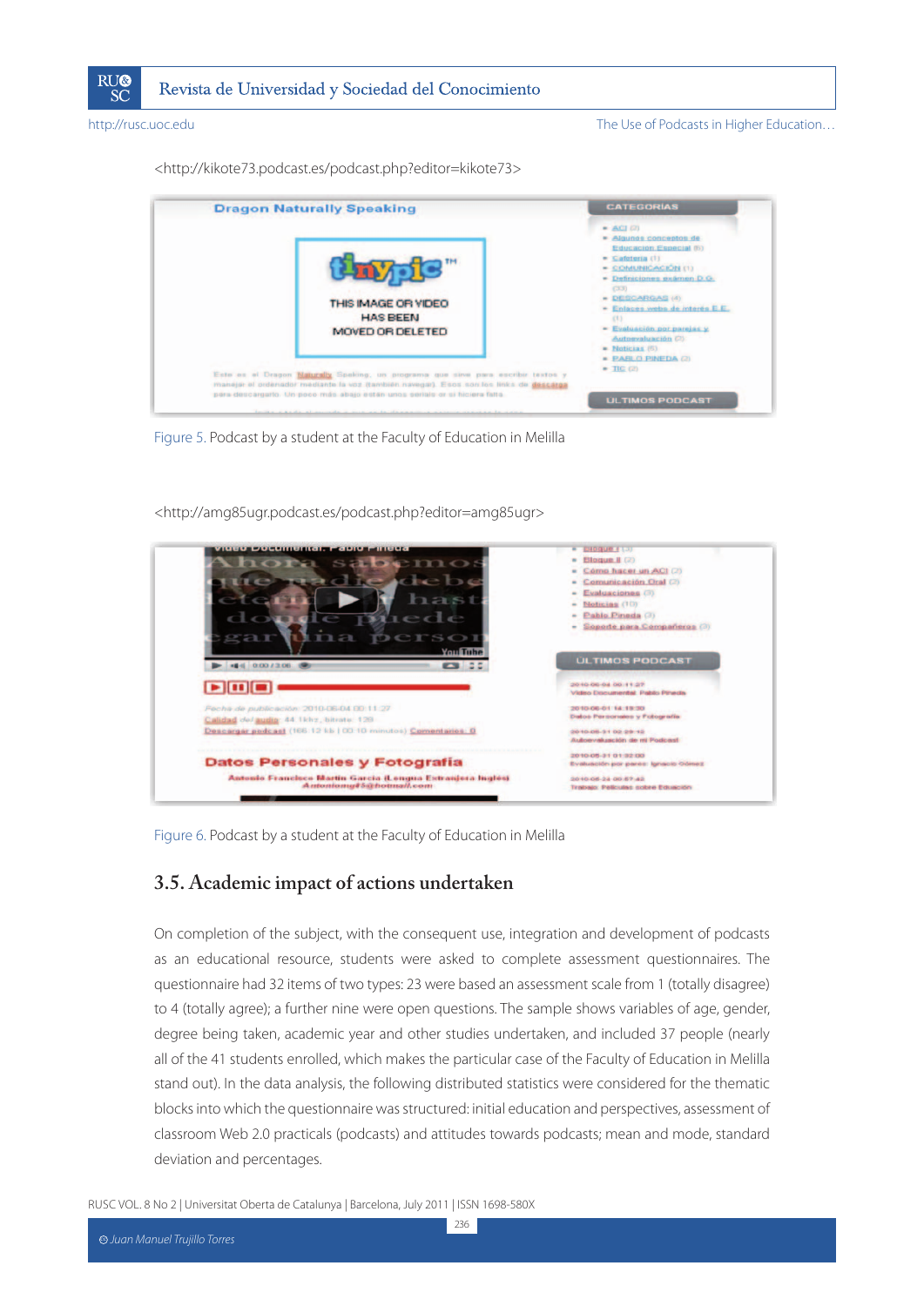<http://kikote73.podcast.es/podcast.php?editor=kikote73>

Figure 5. Podcast by a student at the Faculty of Education in Melilla

<http://amg85ugr.podcast.es/podcast.php?editor=amg85ugr>

Figure 6. Podcast by a student at the Faculty of Education in Melilla

## 3.5. Academic impact of actions undertaken

On completion of the subject, with the consequent use, integration and development of podcasts as an educational resource, students were asked to complete assessment questionnaires. The questionnaire had 32 items of two types: 23 were based an assessment scale from 1 (totally disagree) to 4 (totally agree); a further nine were open questions. The sample shows variables of age, gender, degree being taken, academic year and other studies undertaken, and included 37 people (nearly all of the 41 students enrolled, which makes the particular case of the Faculty of Education in Melilla stand out). In the data analysis, the following distributed statistics were considered for the thematic blocks into which the questionnaire was structured: initial education and perspectives, assessment of classroom Web 2.0 practicals (podcasts) and attitudes towards podcasts; mean and mode, standard deviation and percentages.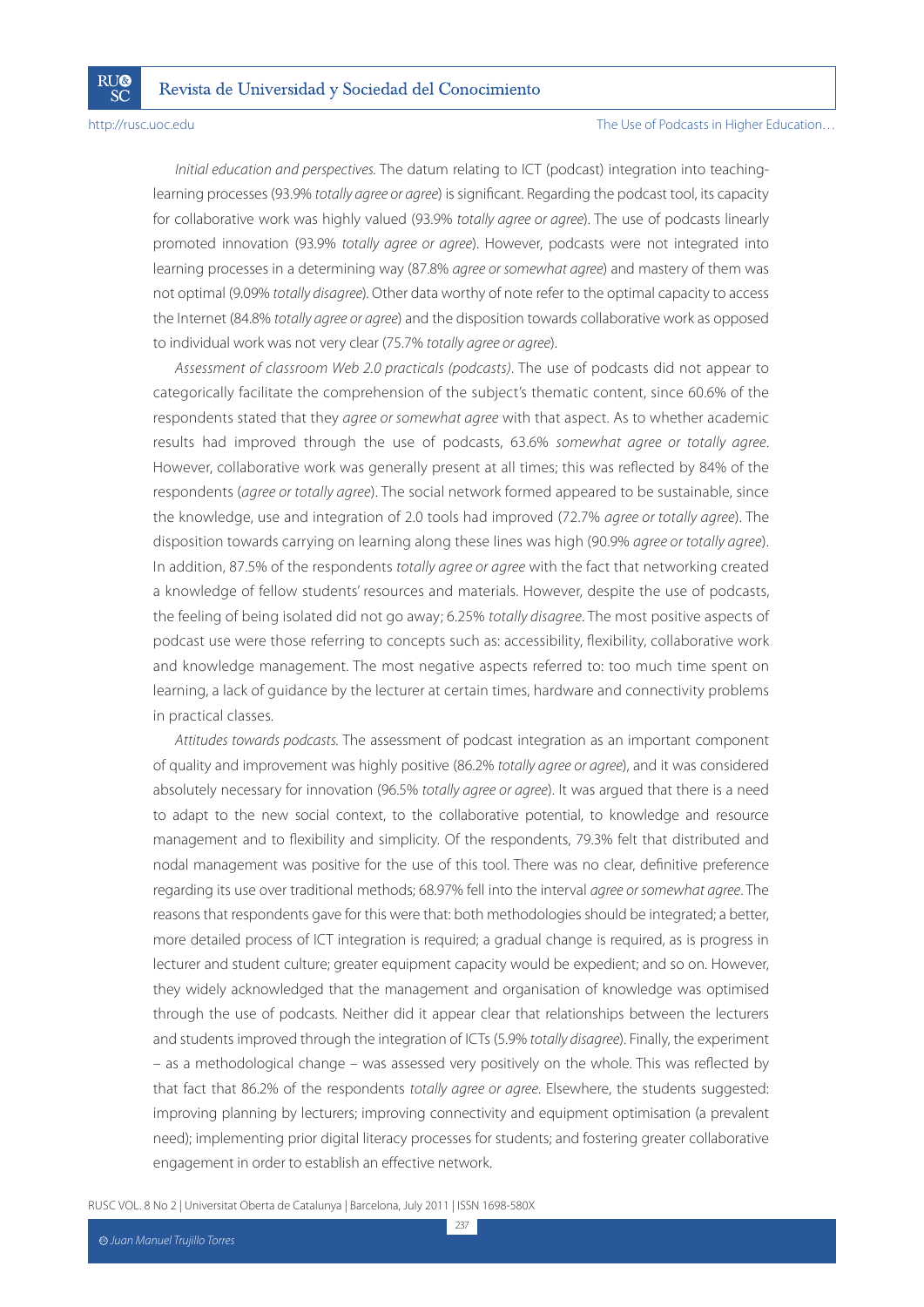*Initial education and perspectives.* The datum relating to ICT (podcast) integration into teaching-learning processes (93.9% *totally agree or agree*) is significant. Regarding the podcast tool, its capacity for collaborative work was highly valued (93.9% *totally agree or agree*). The use of podcasts linearly promoted innovation (93.9% *totally agree or agree*). However, podcasts were not integrated into learning processes in a determining way (87.8% *agree or somewhat agree*) and mastery of them was not optimal (9.09% *totally disagree*). Other data worthy of note refer to the optimal capacity to access the Internet (84.8% *totally agree or agree*) and the disposition towards collaborative work as opposed to individual work was not very clear (75.7% *totally agree or agree*).

*Assessment of classroom Web 2.0 practicals (podcasts)*. The use of podcasts did not appear to categorically facilitate the comprehension of the subject's thematic content, since 60.6% of the respondents stated that they *agree or somewhat agree* with that aspect. As to whether academic results had improved through the use of podcasts, 63.6% *somewhat agree or totally agree*. However, collaborative work was generally present at all times; this was reflected by 84% of the respondents (*agree or totally agree*). The social network formed appeared to be sustainable, since the knowledge, use and integration of 2.0 tools had improved (72.7% *agree or totally agree*). The disposition towards carrying on learning along these lines was high (90.9% *agree or totally agree*). In addition, 87.5% of the respondents *totally agree or agree* with the fact that networking created a knowledge of fellow students' resources and materials. However, despite the use of podcasts, the feeling of being isolated did not go away; 6.25% *totally disagree*. The most positive aspects of podcast use were those referring to concepts such as: accessibility, flexibility, collaborative work and knowledge management. The most negative aspects referred to: too much time spent on learning, a lack of guidance by the lecturer at certain times, hardware and connectivity problems in practical classes.

*Attitudes towards podcasts.* The assessment of podcast integration as an important component of quality and improvement was highly positive (86.2% *totally agree or agree*), and it was considered absolutely necessary for innovation (96.5% *totally agree or agree*). It was argued that there is a need to adapt to the new social context, to the collaborative potential, to knowledge and resource management and to flexibility and simplicity. Of the respondents, 79.3% felt that distributed and nodal management was positive for the use of this tool. There was no clear, definitive preference regarding its use over traditional methods; 68.97% fell into the interval *agree or somewhat agree*. The reasons that respondents gave for this were that: both methodologies should be integrated; a better, more detailed process of ICT integration is required; a gradual change is required, as is progress in lecturer and student culture; greater equipment capacity would be expedient; and so on. However, they widely acknowledged that the management and organisation of knowledge was optimised through the use of podcasts. Neither did it appear clear that relationships between the lecturers and students improved through the integration of ICTs (5.9% *totally disagree*). Finally, the experiment – as a methodological change – was assessed very positively on the whole. This was reflected by that fact that 86.2% of the respondents *totally agree or agree*. Elsewhere, the students suggested: improving planning by lecturers; improving connectivity and equipment optimisation (a prevalent need); implementing prior digital literacy processes for students; and fostering greater collaborative engagement in order to establish an effective network.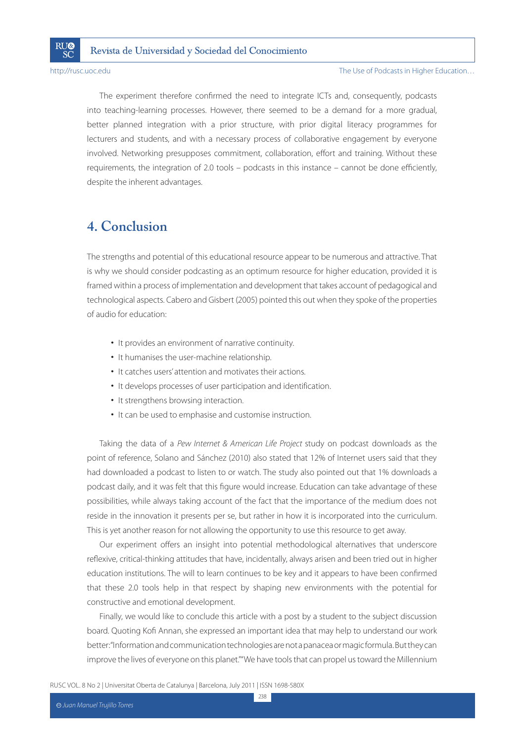The experiment therefore confirmed the need to integrate ICTs and, consequently, podcasts into teaching-learning processes. However, there seemed to be a demand for a more gradual, better planned integration with a prior structure, with prior digital literacy programmes for lecturers and students, and with a necessary process of collaborative engagement by everyone involved. Networking presupposes commitment, collaboration, effort and training. Without these requirements, the integration of 2.0 tools – podcasts in this instance – cannot be done efficiently, despite the inherent advantages.

## 4. Conclusion

The strengths and potential of this educational resource appear to be numerous and attractive. That is why we should consider podcasting as an optimum resource for higher education, provided it is framed within a process of implementation and development that takes account of pedagogical and technological aspects. Cabero and Gisbert (2005) pointed this out when they spoke of the properties of audio for education:

- It provides an environment of narrative continuity.
- It humanises the user-machine relationship.
- It catches users' attention and motivates their actions.
- It develops processes of user participation and identification.
- It strengthens browsing interaction.
- It can be used to emphasise and customise instruction.

Taking the data of a *Pew Internet & American Life Project* study on podcast downloads as the point of reference, Solano and Sánchez (2010) also stated that 12% of Internet users said that they had downloaded a podcast to listen to or watch. The study also pointed out that 1% downloads a podcast daily, and it was felt that this figure would increase. Education can take advantage of these possibilities, while always taking account of the fact that the importance of the medium does not reside in the innovation it presents per se, but rather in how it is incorporated into the curriculum. This is yet another reason for not allowing the opportunity to use this resource to get away.

Our experiment offers an insight into potential methodological alternatives that underscore reflexive, critical-thinking attitudes that have, incidentally, always arisen and been tried out in higher education institutions. The will to learn continues to be key and it appears to have been confirmed that these 2.0 tools help in that respect by shaping new environments with the potential for constructive and emotional development.

Finally, we would like to conclude this article with a post by a student to the subject discussion board. Quoting Kofi Annan, she expressed an important idea that may help to understand our work better: "Information and communication technologies are not a panacea or magic formula. But they can improve the lives of everyone on this planet." "We have tools that can propel us toward the Millennium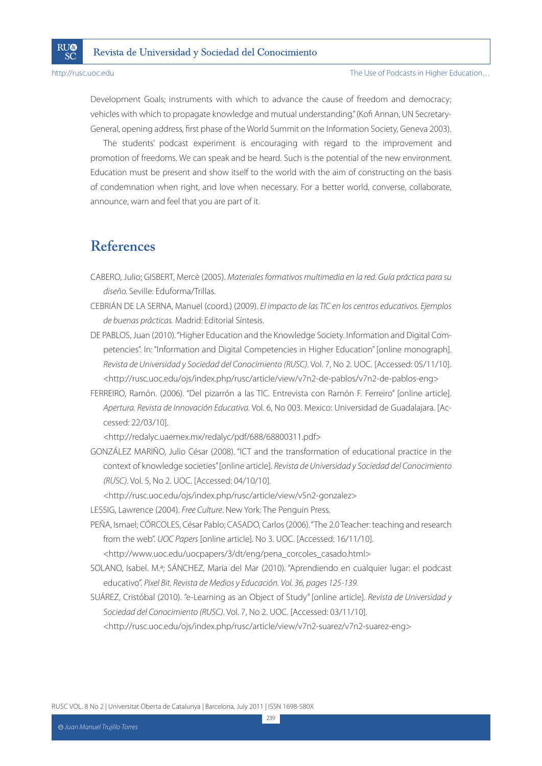Development Goals; instruments with which to advance the cause of freedom and democracy; vehicles with which to propagate knowledge and mutual understanding." (Kofi Annan, UN Secretary-General, opening address, first phase of the World Summit on the Information Society, Geneva 2003).

The students' podcast experiment is encouraging with regard to the improvement and promotion of freedoms. We can speak and be heard. Such is the potential of the new environment. Education must be present and show itself to the world with the aim of constructing on the basis of condemnation when right, and love when necessary. For a better world, converse, collaborate, announce, warn and feel that you are part of it.

## References

CABERO, Julio; GISBERT, Mercè (2005). *Materiales formativos multimedia en la red. Guía práctica para su diseño.* Seville: Eduforma/Trillas.

CEBRIÁN DE LA SERNA, Manuel (coord.) (2009). *El impacto de las TIC en los centros educativos. Ejemplos de buenas prácticas.* Madrid: Editorial Síntesis.

DE PABLOS, Juan (2010). "Higher Education and the Knowledge Society. Information and Digital Competencies". In: "Information and Digital Competencies in Higher Education" [online monograph]. *Revista de Universidad y Sociedad del Conocimiento (RUSC)*. Vol. 7, No 2. UOC. [Accessed: 05/11/10]. <http://rusc.uoc.edu/ojs/index.php/rusc/article/view/v7n2-de-pablos/v7n2-de-pablos-eng>

FERREIRO, Ramón. (2006). "Del pizarrón a las TIC. Entrevista con Ramón F. Ferreiro" [online article]. *Apertura. Revista de Innovación Educativa.* Vol. 6, No 003. Mexico: Universidad de Guadalajara. [Accessed: 22/03/10].
<http://redalyc.uaemex.mx/redalyc/pdf/688/68800311.pdf>

GONZÁLEZ MARIÑO, Julio César (2008). "ICT and the transformation of educational practice in the context of knowledge societies" [online article]. *Revista de Universidad y Sociedad del Conocimiento (RUSC)*. Vol. 5, No 2. UOC. [Accessed: 04/10/10].
<http://rusc.uoc.edu/ojs/index.php/rusc/article/view/v5n2-gonzalez>

LESSIG, Lawrence (2004). *Free Culture*. New York: The Penguin Press.

PEÑA, Ismael; CÓRCOLES, César Pablo; CASADO, Carlos (2006). "The 2.0 Teacher: teaching and research from the web". *UOC Papers* [online article]. No 3. UOC. [Accessed: 16/11/10].
<http://www.uoc.edu/uocpapers/3/dt/eng/pena_corcoles_casado.html>

SOLANO, Isabel. M.ª; SÁNCHEZ, Maria del Mar (2010). "Aprendiendo en cualquier lugar: el podcast educativo". *Pixel Bit. Revista de Medios y Educación. Vol. 36, pages 125-139.*

SUÁREZ, Cristóbal (2010). "e-Learning as an Object of Study" [online article]. *Revista de Universidad y Sociedad del Conocimiento (RUSC)*. Vol. 7, No 2. UOC. [Accessed: 03/11/10].
<http://rusc.uoc.edu/ojs/index.php/rusc/article/view/v7n2-suarez/v7n2-suarez-eng>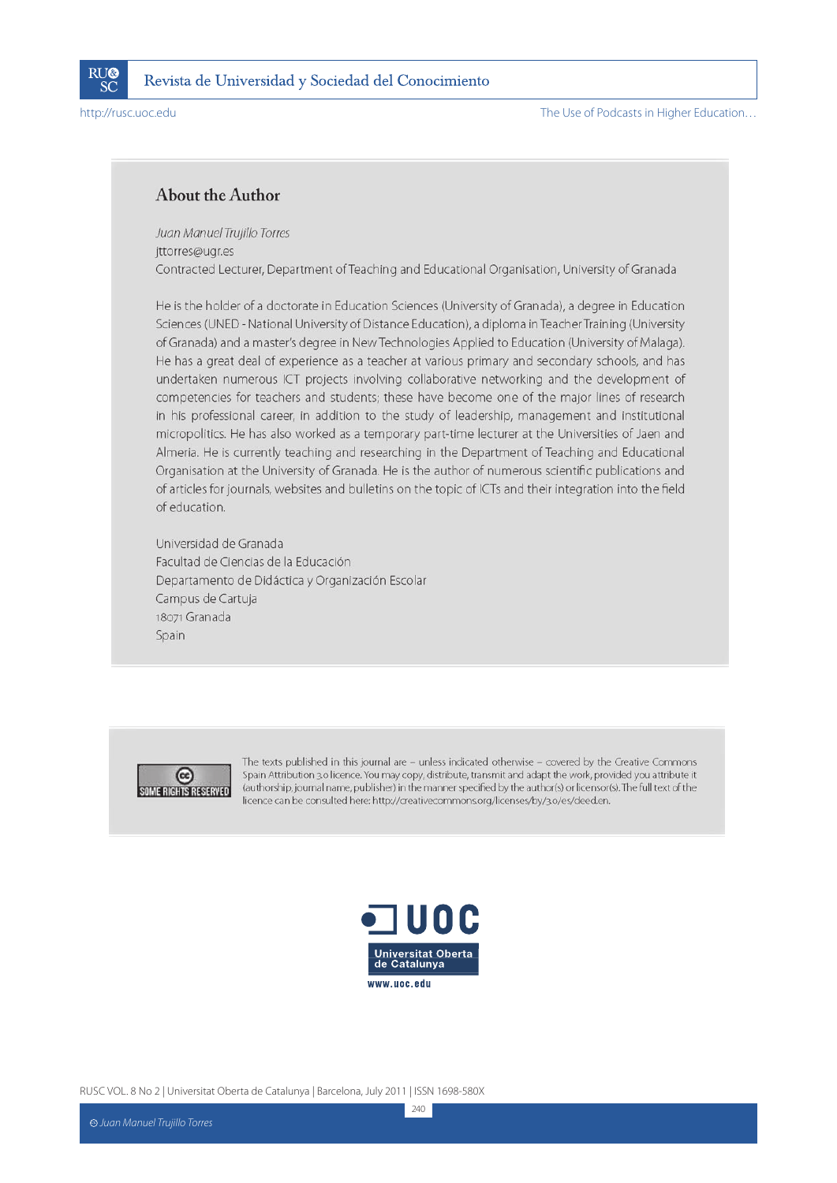## About the Author

*Juan Manuel Trujillo Torres*
jttorres@ugr.es
Contracted Lecturer, Department of Teaching and Educational Organisation, University of Granada

He is the holder of a doctorate in Education Sciences (University of Granada), a degree in Education Sciences (UNED - National University of Distance Education), a diploma in Teacher Training (University of Granada) and a master's degree in New Technologies Applied to Education (University of Malaga). He has a great deal of experience as a teacher at various primary and secondary schools, and has undertaken numerous ICT projects involving collaborative networking and the development of competencies for teachers and students; these have become one of the major lines of research in his professional career, in addition to the study of leadership, management and institutional micropolitics. He has also worked as a temporary part-time lecturer at the Universities of Jaen and Almeria. He is currently teaching and researching in the Department of Teaching and Educational Organisation at the University of Granada. He is the author of numerous scientific publications and of articles for journals, websites and bulletins on the topic of ICTs and their integration into the field of education.

Universidad de Granada
Facultad de Ciencias de la Educación
Departamento de Didáctica y Organización Escolar
Campus de Cartuja
18071 Granada
Spain

SOME RIGHTS RESERVED

The texts published in this journal are – unless indicated otherwise – covered by the Creative Commons Spain Attribution 3.0 licence. You may copy, distribute, transmit and adapt the work, provided you attribute it (authorship, journal name, publisher) in the manner specified by the author(s) or licensor(s). The full text of the licence can be consulted here: http://creativecommons.org/licenses/by/3.0/es/deed.en.

UOC
Universitat Oberta de Catalunya
www.uoc.edu